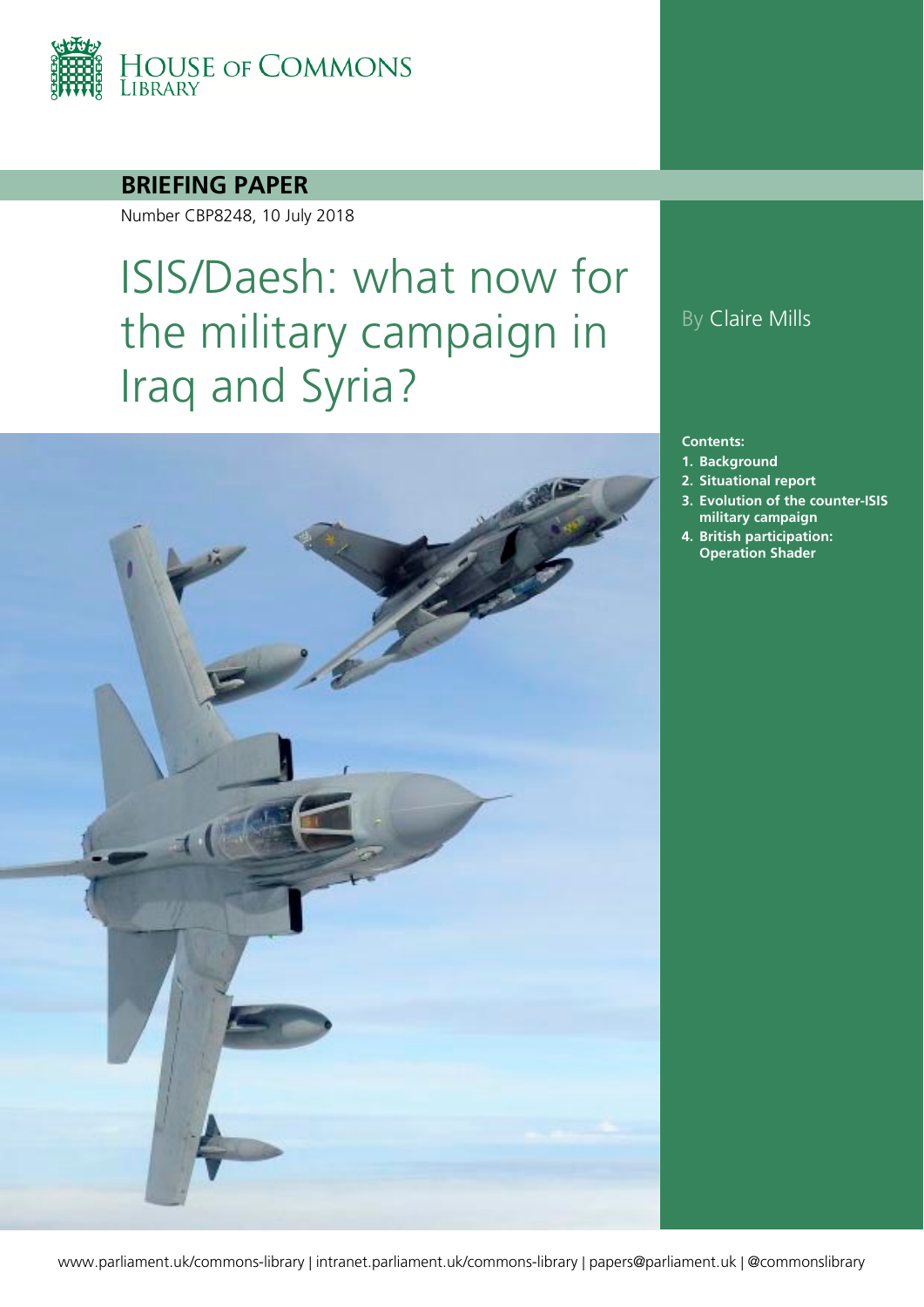HOUSE OF COMMONS LIBRARY

**BRIEFING PAPER**

Number CBP8248, 10 July 2018

# ISIS/Daesh: what now for the military campaign in Iraq and Syria?

By Claire Mills

**Contents:**

1. **Background**
2. **Situational report**
3. **Evolution of the counter-ISIS military campaign**
4. **British participation: Operation Shader**

www.parliament.uk/commons-library | intranet.parliament.uk/commons-library | papers@parliament.uk | @commonslibrary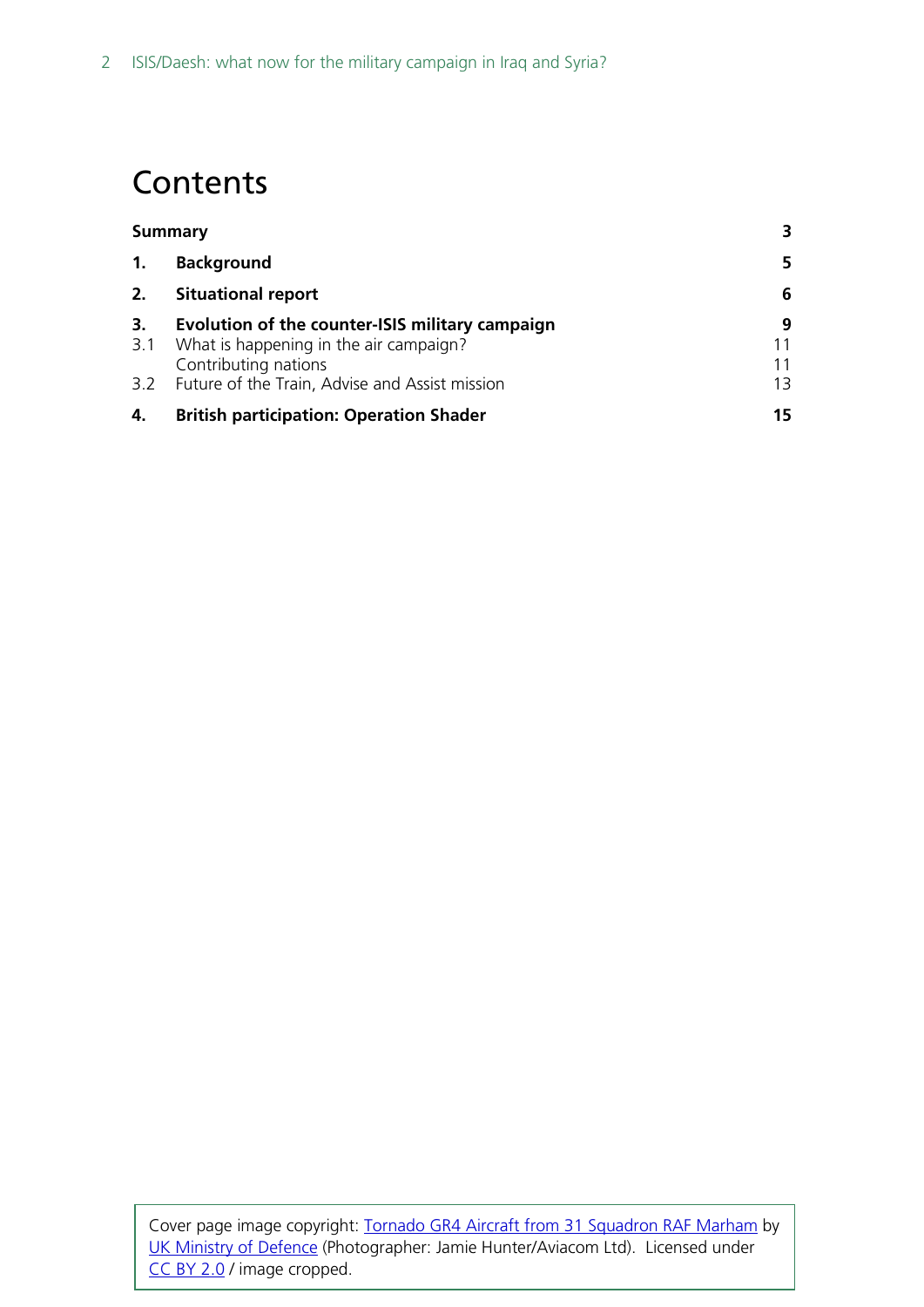# Contents

| | | |
|---|---|---|
| **Summary** | | **3** |
| **1.** | **Background** | **5** |
| **2.** | **Situational report** | **6** |
| **3.** | **Evolution of the counter-ISIS military campaign** | **9** |
| 3.1 | What is happening in the air campaign? | 11 |
| | Contributing nations | 11 |
| 3.2 | Future of the Train, Advise and Assist mission | 13 |
| **4.** | **British participation: Operation Shader** | **15** |

Cover page image copyright: Tornado GR4 Aircraft from 31 Squadron RAF Marham by UK Ministry of Defence (Photographer: Jamie Hunter/Aviacom Ltd). Licensed under CC BY 2.0 / image cropped.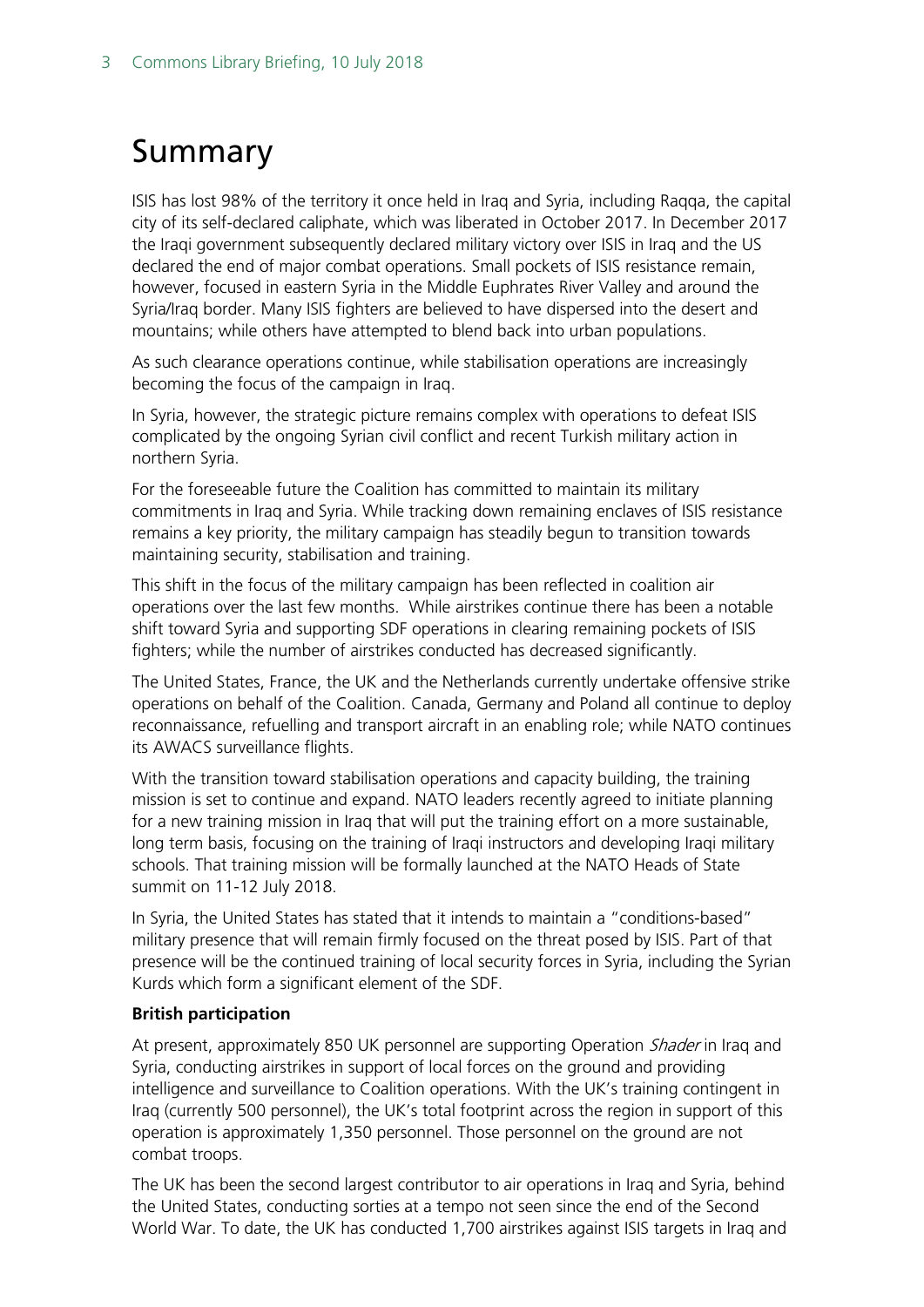# Summary

ISIS has lost 98% of the territory it once held in Iraq and Syria, including Raqqa, the capital city of its self-declared caliphate, which was liberated in October 2017. In December 2017 the Iraqi government subsequently declared military victory over ISIS in Iraq and the US declared the end of major combat operations. Small pockets of ISIS resistance remain, however, focused in eastern Syria in the Middle Euphrates River Valley and around the Syria/Iraq border. Many ISIS fighters are believed to have dispersed into the desert and mountains; while others have attempted to blend back into urban populations.

As such clearance operations continue, while stabilisation operations are increasingly becoming the focus of the campaign in Iraq.

In Syria, however, the strategic picture remains complex with operations to defeat ISIS complicated by the ongoing Syrian civil conflict and recent Turkish military action in northern Syria.

For the foreseeable future the Coalition has committed to maintain its military commitments in Iraq and Syria. While tracking down remaining enclaves of ISIS resistance remains a key priority, the military campaign has steadily begun to transition towards maintaining security, stabilisation and training.

This shift in the focus of the military campaign has been reflected in coalition air operations over the last few months. While airstrikes continue there has been a notable shift toward Syria and supporting SDF operations in clearing remaining pockets of ISIS fighters; while the number of airstrikes conducted has decreased significantly.

The United States, France, the UK and the Netherlands currently undertake offensive strike operations on behalf of the Coalition. Canada, Germany and Poland all continue to deploy reconnaissance, refuelling and transport aircraft in an enabling role; while NATO continues its AWACS surveillance flights.

With the transition toward stabilisation operations and capacity building, the training mission is set to continue and expand. NATO leaders recently agreed to initiate planning for a new training mission in Iraq that will put the training effort on a more sustainable, long term basis, focusing on the training of Iraqi instructors and developing Iraqi military schools. That training mission will be formally launched at the NATO Heads of State summit on 11-12 July 2018.

In Syria, the United States has stated that it intends to maintain a "conditions-based" military presence that will remain firmly focused on the threat posed by ISIS. Part of that presence will be the continued training of local security forces in Syria, including the Syrian Kurds which form a significant element of the SDF.

**British participation**

At present, approximately 850 UK personnel are supporting Operation *Shader* in Iraq and Syria, conducting airstrikes in support of local forces on the ground and providing intelligence and surveillance to Coalition operations. With the UK's training contingent in Iraq (currently 500 personnel), the UK's total footprint across the region in support of this operation is approximately 1,350 personnel. Those personnel on the ground are not combat troops.

The UK has been the second largest contributor to air operations in Iraq and Syria, behind the United States, conducting sorties at a tempo not seen since the end of the Second World War. To date, the UK has conducted 1,700 airstrikes against ISIS targets in Iraq and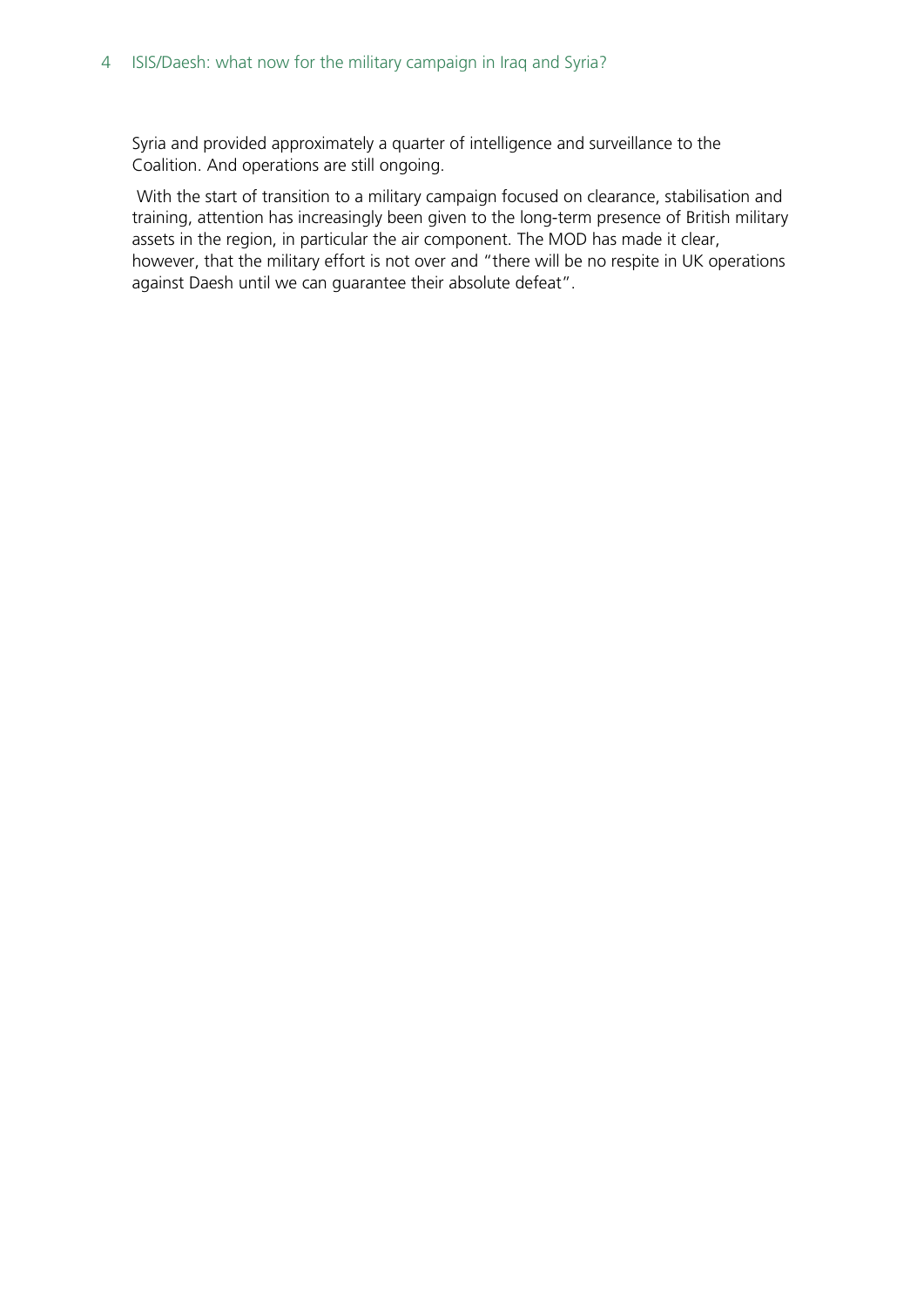Syria and provided approximately a quarter of intelligence and surveillance to the Coalition. And operations are still ongoing.

With the start of transition to a military campaign focused on clearance, stabilisation and training, attention has increasingly been given to the long-term presence of British military assets in the region, in particular the air component. The MOD has made it clear, however, that the military effort is not over and "there will be no respite in UK operations against Daesh until we can guarantee their absolute defeat".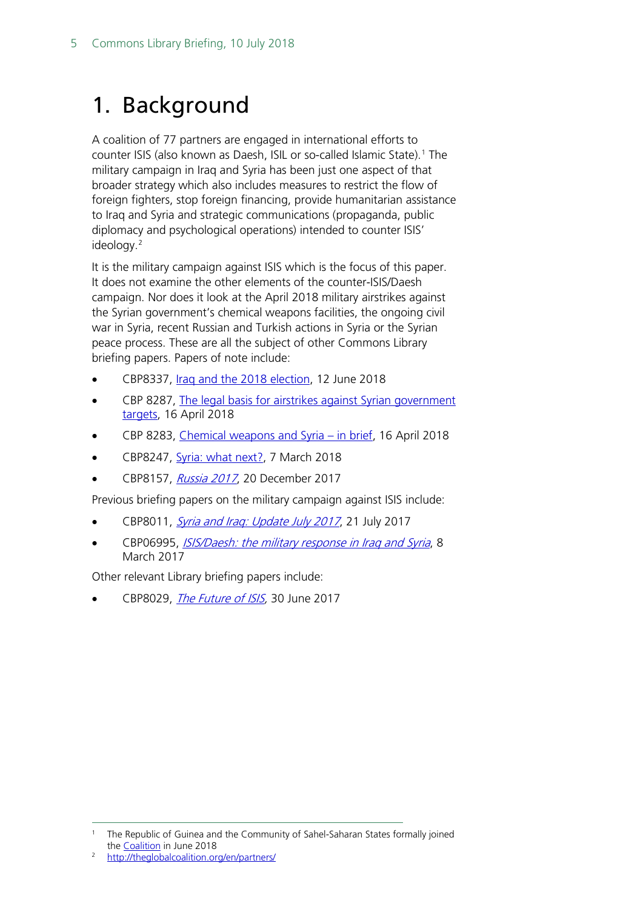# 1. Background

A coalition of 77 partners are engaged in international efforts to counter ISIS (also known as Daesh, ISIL or so-called Islamic State).[1] The military campaign in Iraq and Syria has been just one aspect of that broader strategy which also includes measures to restrict the flow of foreign fighters, stop foreign financing, provide humanitarian assistance to Iraq and Syria and strategic communications (propaganda, public diplomacy and psychological operations) intended to counter ISIS' ideology.[2]

It is the military campaign against ISIS which is the focus of this paper. It does not examine the other elements of the counter-ISIS/Daesh campaign. Nor does it look at the April 2018 military airstrikes against the Syrian government's chemical weapons facilities, the ongoing civil war in Syria, recent Russian and Turkish actions in Syria or the Syrian peace process. These are all the subject of other Commons Library briefing papers. Papers of note include:

- CBP8337, Iraq and the 2018 election, 12 June 2018
- CBP 8287, The legal basis for airstrikes against Syrian government targets, 16 April 2018
- CBP 8283, Chemical weapons and Syria – in brief, 16 April 2018
- CBP8247, Syria: what next?, 7 March 2018
- CBP8157, *Russia 2017*, 20 December 2017

Previous briefing papers on the military campaign against ISIS include:

- CBP8011, *Syria and Iraq: Update July 2017*, 21 July 2017
- CBP06995, *ISIS/Daesh: the military response in Iraq and Syria*, 8 March 2017

Other relevant Library briefing papers include:

- CBP8029, *The Future of ISIS*, 30 June 2017

---

[1] The Republic of Guinea and the Community of Sahel-Saharan States formally joined the Coalition in June 2018

[2] http://theglobalcoalition.org/en/partners/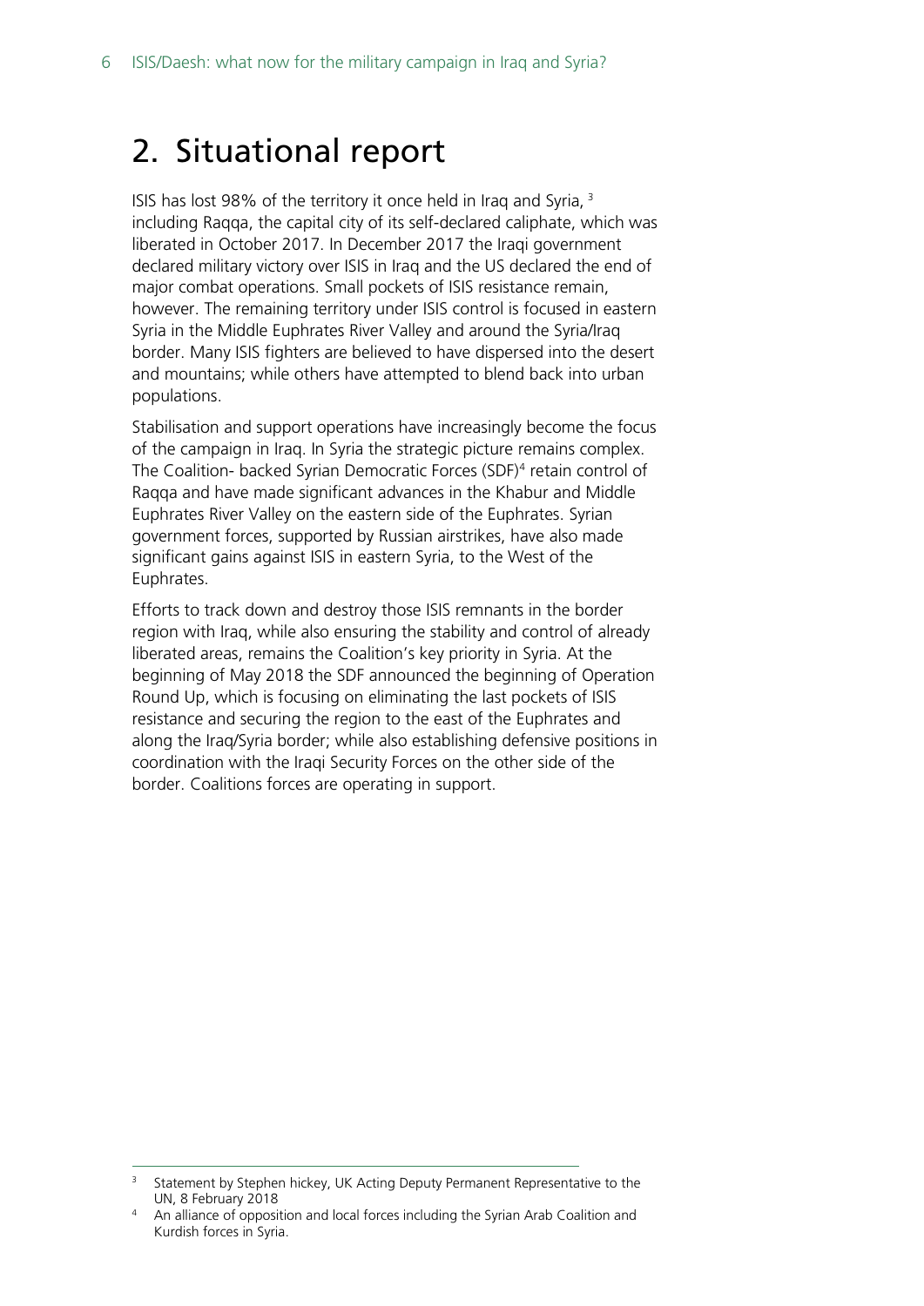# 2. Situational report

ISIS has lost 98% of the territory it once held in Iraq and Syria, [3] including Raqqa, the capital city of its self-declared caliphate, which was liberated in October 2017. In December 2017 the Iraqi government declared military victory over ISIS in Iraq and the US declared the end of major combat operations. Small pockets of ISIS resistance remain, however. The remaining territory under ISIS control is focused in eastern Syria in the Middle Euphrates River Valley and around the Syria/Iraq border. Many ISIS fighters are believed to have dispersed into the desert and mountains; while others have attempted to blend back into urban populations.

Stabilisation and support operations have increasingly become the focus of the campaign in Iraq. In Syria the strategic picture remains complex. The Coalition- backed Syrian Democratic Forces (SDF)[4] retain control of Raqqa and have made significant advances in the Khabur and Middle Euphrates River Valley on the eastern side of the Euphrates. Syrian government forces, supported by Russian airstrikes, have also made significant gains against ISIS in eastern Syria, to the West of the Euphrates.

Efforts to track down and destroy those ISIS remnants in the border region with Iraq, while also ensuring the stability and control of already liberated areas, remains the Coalition's key priority in Syria. At the beginning of May 2018 the SDF announced the beginning of Operation Round Up, which is focusing on eliminating the last pockets of ISIS resistance and securing the region to the east of the Euphrates and along the Iraq/Syria border; while also establishing defensive positions in coordination with the Iraqi Security Forces on the other side of the border. Coalitions forces are operating in support.

---

[3] Statement by Stephen hickey, UK Acting Deputy Permanent Representative to the UN, 8 February 2018

[4] An alliance of opposition and local forces including the Syrian Arab Coalition and Kurdish forces in Syria.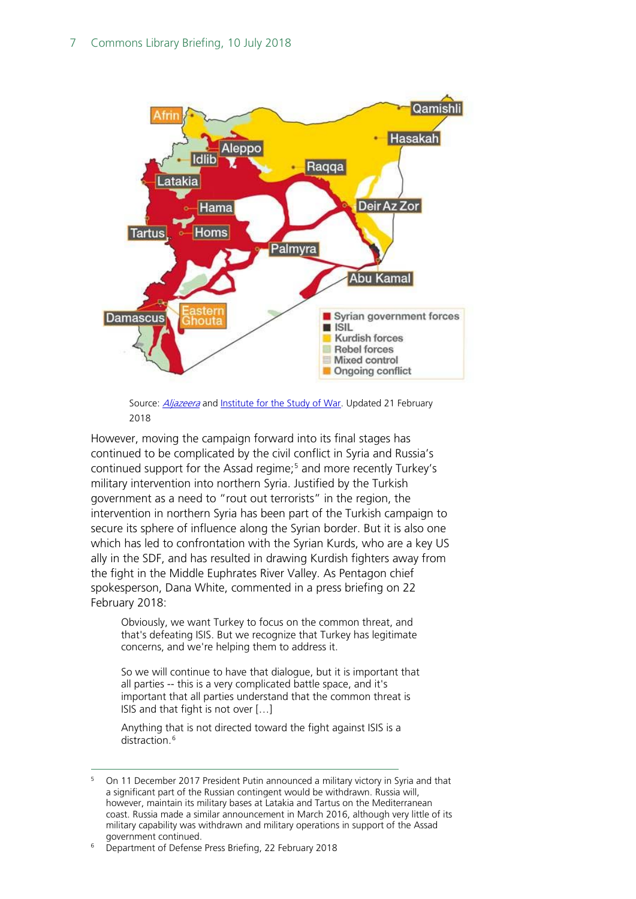Source: *Aljazeera* and Institute for the Study of War. Updated 21 February 2018

However, moving the campaign forward into its final stages has continued to be complicated by the civil conflict in Syria and Russia's continued support for the Assad regime;[5] and more recently Turkey's military intervention into northern Syria. Justified by the Turkish government as a need to "rout out terrorists" in the region, the intervention in northern Syria has been part of the Turkish campaign to secure its sphere of influence along the Syrian border. But it is also one which has led to confrontation with the Syrian Kurds, who are a key US ally in the SDF, and has resulted in drawing Kurdish fighters away from the fight in the Middle Euphrates River Valley. As Pentagon chief spokesperson, Dana White, commented in a press briefing on 22 February 2018:

> Obviously, we want Turkey to focus on the common threat, and that's defeating ISIS. But we recognize that Turkey has legitimate concerns, and we're helping them to address it.
>
> So we will continue to have that dialogue, but it is important that all parties -- this is a very complicated battle space, and it's important that all parties understand that the common threat is ISIS and that fight is not over […]
>
> Anything that is not directed toward the fight against ISIS is a distraction.[6]

---

[5] On 11 December 2017 President Putin announced a military victory in Syria and that a significant part of the Russian contingent would be withdrawn. Russia will, however, maintain its military bases at Latakia and Tartus on the Mediterranean coast. Russia made a similar announcement in March 2016, although very little of its military capability was withdrawn and military operations in support of the Assad government continued.

[6] Department of Defense Press Briefing, 22 February 2018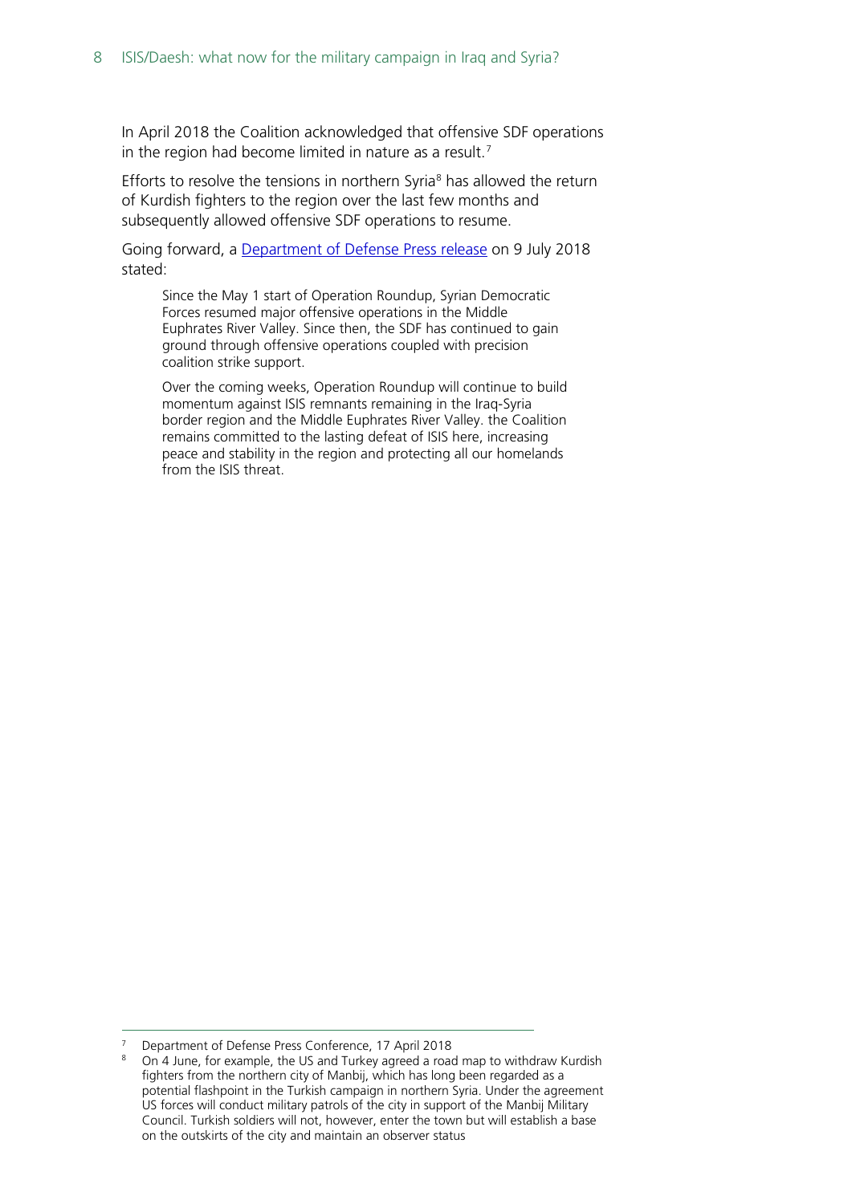In April 2018 the Coalition acknowledged that offensive SDF operations in the region had become limited in nature as a result.[7]

Efforts to resolve the tensions in northern Syria[8] has allowed the return of Kurdish fighters to the region over the last few months and subsequently allowed offensive SDF operations to resume.

Going forward, a [Department of Defense Press release](#) on 9 July 2018 stated:

> Since the May 1 start of Operation Roundup, Syrian Democratic Forces resumed major offensive operations in the Middle Euphrates River Valley. Since then, the SDF has continued to gain ground through offensive operations coupled with precision coalition strike support.
>
> Over the coming weeks, Operation Roundup will continue to build momentum against ISIS remnants remaining in the Iraq-Syria border region and the Middle Euphrates River Valley. the Coalition remains committed to the lasting defeat of ISIS here, increasing peace and stability in the region and protecting all our homelands from the ISIS threat.

---

[7] Department of Defense Press Conference, 17 April 2018

[8] On 4 June, for example, the US and Turkey agreed a road map to withdraw Kurdish fighters from the northern city of Manbij, which has long been regarded as a potential flashpoint in the Turkish campaign in northern Syria. Under the agreement US forces will conduct military patrols of the city in support of the Manbij Military Council. Turkish soldiers will not, however, enter the town but will establish a base on the outskirts of the city and maintain an observer status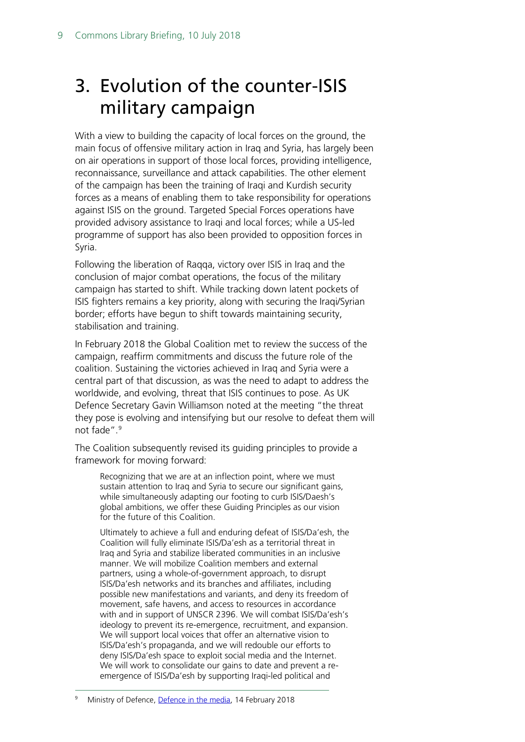# 3. Evolution of the counter-ISIS military campaign

With a view to building the capacity of local forces on the ground, the main focus of offensive military action in Iraq and Syria, has largely been on air operations in support of those local forces, providing intelligence, reconnaissance, surveillance and attack capabilities. The other element of the campaign has been the training of Iraqi and Kurdish security forces as a means of enabling them to take responsibility for operations against ISIS on the ground. Targeted Special Forces operations have provided advisory assistance to Iraqi and local forces; while a US-led programme of support has also been provided to opposition forces in Syria.

Following the liberation of Raqqa, victory over ISIS in Iraq and the conclusion of major combat operations, the focus of the military campaign has started to shift. While tracking down latent pockets of ISIS fighters remains a key priority, along with securing the Iraqi/Syrian border; efforts have begun to shift towards maintaining security, stabilisation and training.

In February 2018 the Global Coalition met to review the success of the campaign, reaffirm commitments and discuss the future role of the coalition. Sustaining the victories achieved in Iraq and Syria were a central part of that discussion, as was the need to adapt to address the worldwide, and evolving, threat that ISIS continues to pose. As UK Defence Secretary Gavin Williamson noted at the meeting "the threat they pose is evolving and intensifying but our resolve to defeat them will not fade".[9]

The Coalition subsequently revised its guiding principles to provide a framework for moving forward:

> Recognizing that we are at an inflection point, where we must sustain attention to Iraq and Syria to secure our significant gains, while simultaneously adapting our footing to curb ISIS/Daesh's global ambitions, we offer these Guiding Principles as our vision for the future of this Coalition.
>
> Ultimately to achieve a full and enduring defeat of ISIS/Da'esh, the Coalition will fully eliminate ISIS/Da'esh as a territorial threat in Iraq and Syria and stabilize liberated communities in an inclusive manner. We will mobilize Coalition members and external partners, using a whole-of-government approach, to disrupt ISIS/Da'esh networks and its branches and affiliates, including possible new manifestations and variants, and deny its freedom of movement, safe havens, and access to resources in accordance with and in support of UNSCR 2396. We will combat ISIS/Da'esh's ideology to prevent its re-emergence, recruitment, and expansion. We will support local voices that offer an alternative vision to ISIS/Da'esh's propaganda, and we will redouble our efforts to deny ISIS/Da'esh space to exploit social media and the Internet. We will work to consolidate our gains to date and prevent a re-emergence of ISIS/Da'esh by supporting Iraqi-led political and

[9] Ministry of Defence, Defence in the media, 14 February 2018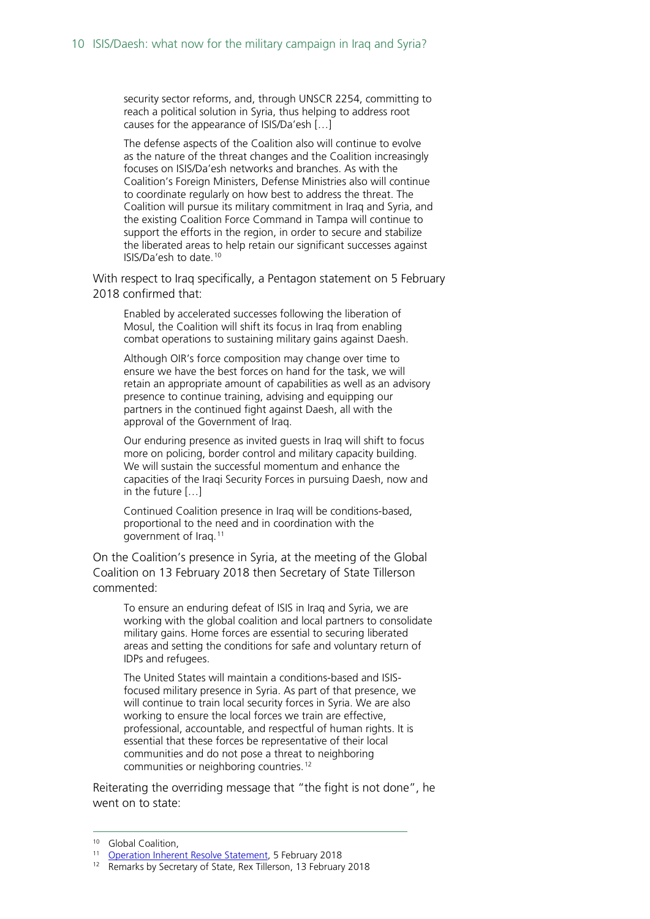> security sector reforms, and, through UNSCR 2254, committing to reach a political solution in Syria, thus helping to address root causes for the appearance of ISIS/Da'esh […]
>
> The defense aspects of the Coalition also will continue to evolve as the nature of the threat changes and the Coalition increasingly focuses on ISIS/Da'esh networks and branches. As with the Coalition's Foreign Ministers, Defense Ministries also will continue to coordinate regularly on how best to address the threat. The Coalition will pursue its military commitment in Iraq and Syria, and the existing Coalition Force Command in Tampa will continue to support the efforts in the region, in order to secure and stabilize the liberated areas to help retain our significant successes against ISIS/Da'esh to date.[10]

With respect to Iraq specifically, a Pentagon statement on 5 February 2018 confirmed that:

> Enabled by accelerated successes following the liberation of Mosul, the Coalition will shift its focus in Iraq from enabling combat operations to sustaining military gains against Daesh.
>
> Although OIR's force composition may change over time to ensure we have the best forces on hand for the task, we will retain an appropriate amount of capabilities as well as an advisory presence to continue training, advising and equipping our partners in the continued fight against Daesh, all with the approval of the Government of Iraq.
>
> Our enduring presence as invited guests in Iraq will shift to focus more on policing, border control and military capacity building. We will sustain the successful momentum and enhance the capacities of the Iraqi Security Forces in pursuing Daesh, now and in the future […]
>
> Continued Coalition presence in Iraq will be conditions-based, proportional to the need and in coordination with the government of Iraq.[11]

On the Coalition's presence in Syria, at the meeting of the Global Coalition on 13 February 2018 then Secretary of State Tillerson commented:

> To ensure an enduring defeat of ISIS in Iraq and Syria, we are working with the global coalition and local partners to consolidate military gains. Home forces are essential to securing liberated areas and setting the conditions for safe and voluntary return of IDPs and refugees.
>
> The United States will maintain a conditions-based and ISIS-focused military presence in Syria. As part of that presence, we will continue to train local security forces in Syria. We are also working to ensure the local forces we train are effective, professional, accountable, and respectful of human rights. It is essential that these forces be representative of their local communities and do not pose a threat to neighboring communities or neighboring countries.[12]

Reiterating the overriding message that "the fight is not done", he went on to state:

---

[10] Global Coalition,

[11] Operation Inherent Resolve Statement, 5 February 2018

[12] Remarks by Secretary of State, Rex Tillerson, 13 February 2018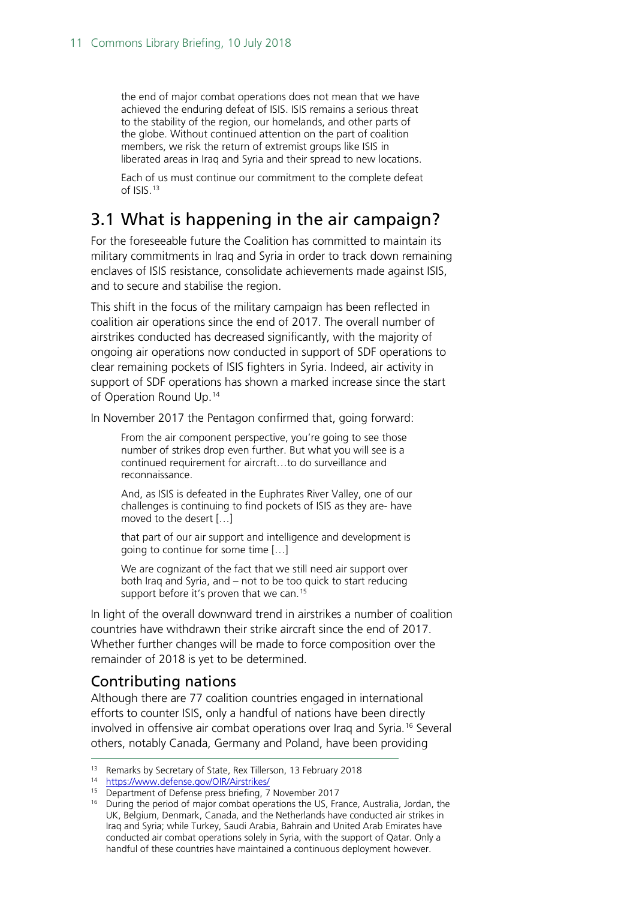> the end of major combat operations does not mean that we have achieved the enduring defeat of ISIS. ISIS remains a serious threat to the stability of the region, our homelands, and other parts of the globe. Without continued attention on the part of coalition members, we risk the return of extremist groups like ISIS in liberated areas in Iraq and Syria and their spread to new locations.
>
> Each of us must continue our commitment to the complete defeat of ISIS.[13]

## 3.1 What is happening in the air campaign?

For the foreseeable future the Coalition has committed to maintain its military commitments in Iraq and Syria in order to track down remaining enclaves of ISIS resistance, consolidate achievements made against ISIS, and to secure and stabilise the region.

This shift in the focus of the military campaign has been reflected in coalition air operations since the end of 2017. The overall number of airstrikes conducted has decreased significantly, with the majority of ongoing air operations now conducted in support of SDF operations to clear remaining pockets of ISIS fighters in Syria. Indeed, air activity in support of SDF operations has shown a marked increase since the start of Operation Round Up.[14]

In November 2017 the Pentagon confirmed that, going forward:

> From the air component perspective, you're going to see those number of strikes drop even further. But what you will see is a continued requirement for aircraft…to do surveillance and reconnaissance.
>
> And, as ISIS is defeated in the Euphrates River Valley, one of our challenges is continuing to find pockets of ISIS as they are- have moved to the desert […]
>
> that part of our air support and intelligence and development is going to continue for some time […]
>
> We are cognizant of the fact that we still need air support over both Iraq and Syria, and – not to be too quick to start reducing support before it's proven that we can.[15]

In light of the overall downward trend in airstrikes a number of coalition countries have withdrawn their strike aircraft since the end of 2017. Whether further changes will be made to force composition over the remainder of 2018 is yet to be determined.

### Contributing nations

Although there are 77 coalition countries engaged in international efforts to counter ISIS, only a handful of nations have been directly involved in offensive air combat operations over Iraq and Syria.[16] Several others, notably Canada, Germany and Poland, have been providing

---

[13] Remarks by Secretary of State, Rex Tillerson, 13 February 2018

[14] https://www.defense.gov/OIR/Airstrikes/

[15] Department of Defense press briefing, 7 November 2017

[16] During the period of major combat operations the US, France, Australia, Jordan, the UK, Belgium, Denmark, Canada, and the Netherlands have conducted air strikes in Iraq and Syria; while Turkey, Saudi Arabia, Bahrain and United Arab Emirates have conducted air combat operations solely in Syria, with the support of Qatar. Only a handful of these countries have maintained a continuous deployment however.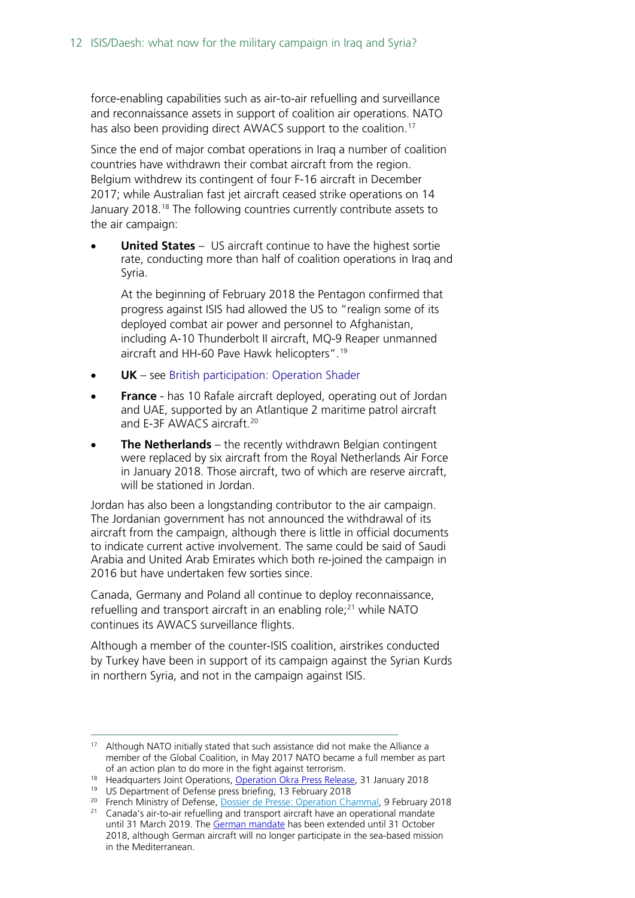force-enabling capabilities such as air-to-air refuelling and surveillance and reconnaissance assets in support of coalition air operations. NATO has also been providing direct AWACS support to the coalition.[17]

Since the end of major combat operations in Iraq a number of coalition countries have withdrawn their combat aircraft from the region. Belgium withdrew its contingent of four F-16 aircraft in December 2017; while Australian fast jet aircraft ceased strike operations on 14 January 2018.[18] The following countries currently contribute assets to the air campaign:

- **United States** – US aircraft continue to have the highest sortie rate, conducting more than half of coalition operations in Iraq and Syria.

  At the beginning of February 2018 the Pentagon confirmed that progress against ISIS had allowed the US to "realign some of its deployed combat air power and personnel to Afghanistan, including A-10 Thunderbolt II aircraft, MQ-9 Reaper unmanned aircraft and HH-60 Pave Hawk helicopters".[19]

- **UK** – see British participation: Operation Shader
- **France** - has 10 Rafale aircraft deployed, operating out of Jordan and UAE, supported by an Atlantique 2 maritime patrol aircraft and E-3F AWACS aircraft.[20]
- **The Netherlands** – the recently withdrawn Belgian contingent were replaced by six aircraft from the Royal Netherlands Air Force in January 2018. Those aircraft, two of which are reserve aircraft, will be stationed in Jordan.

Jordan has also been a longstanding contributor to the air campaign. The Jordanian government has not announced the withdrawal of its aircraft from the campaign, although there is little in official documents to indicate current active involvement. The same could be said of Saudi Arabia and United Arab Emirates which both re-joined the campaign in 2016 but have undertaken few sorties since.

Canada, Germany and Poland all continue to deploy reconnaissance, refuelling and transport aircraft in an enabling role;[21] while NATO continues its AWACS surveillance flights.

Although a member of the counter-ISIS coalition, airstrikes conducted by Turkey have been in support of its campaign against the Syrian Kurds in northern Syria, and not in the campaign against ISIS.

---

[17] Although NATO initially stated that such assistance did not make the Alliance a member of the Global Coalition, in May 2017 NATO became a full member as part of an action plan to do more in the fight against terrorism.

[18] Headquarters Joint Operations, Operation Okra Press Release, 31 January 2018

[19] US Department of Defense press briefing, 13 February 2018

[20] French Ministry of Defense, Dossier de Presse: Operation Chammal, 9 February 2018

[21] Canada's air-to-air refuelling and transport aircraft have an operational mandate until 31 March 2019. The German mandate has been extended until 31 October 2018, although German aircraft will no longer participate in the sea-based mission in the Mediterranean.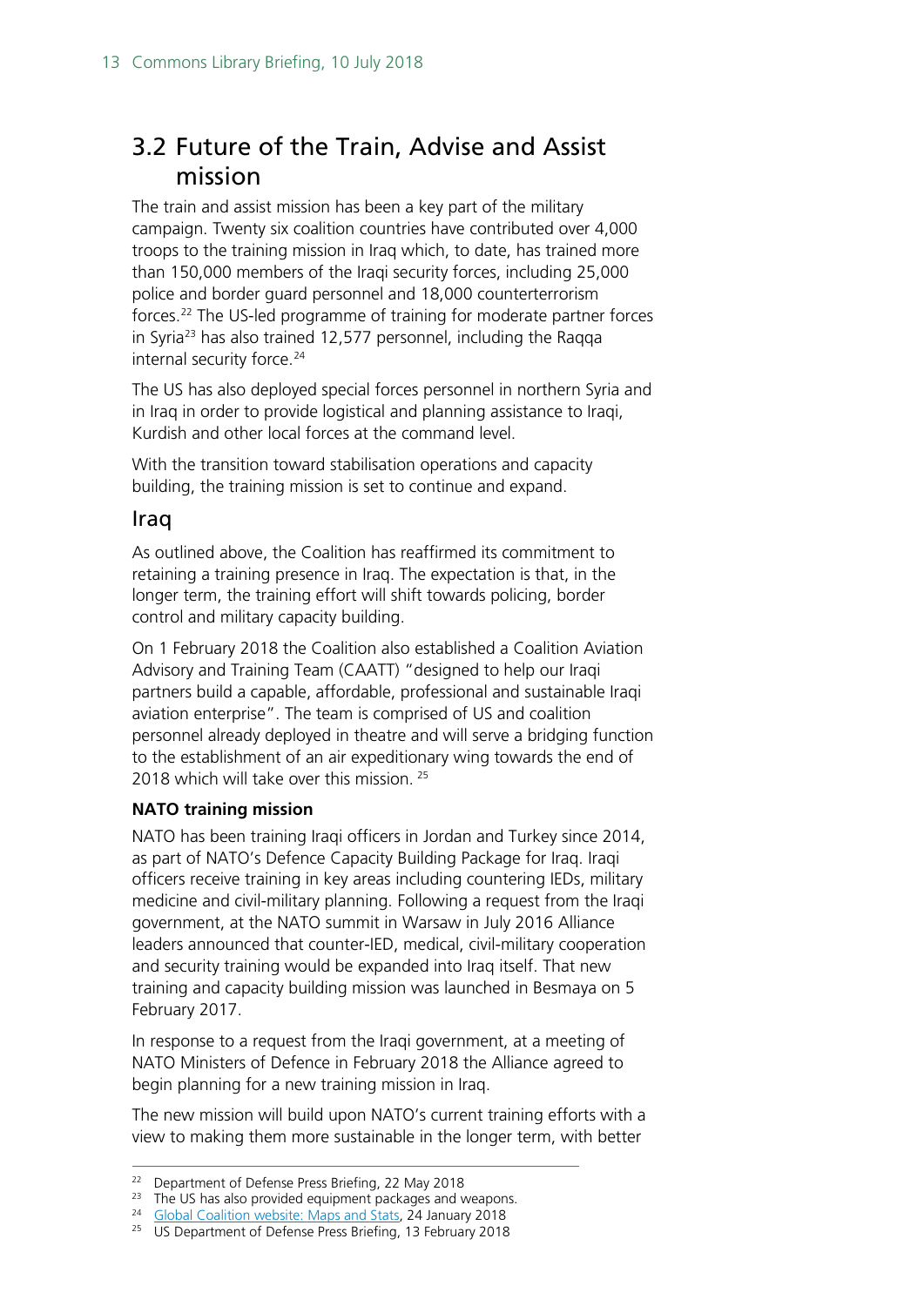## 3.2 Future of the Train, Advise and Assist mission

The train and assist mission has been a key part of the military campaign. Twenty six coalition countries have contributed over 4,000 troops to the training mission in Iraq which, to date, has trained more than 150,000 members of the Iraqi security forces, including 25,000 police and border guard personnel and 18,000 counterterrorism forces.[22] The US-led programme of training for moderate partner forces in Syria[23] has also trained 12,577 personnel, including the Raqqa internal security force.[24]

The US has also deployed special forces personnel in northern Syria and in Iraq in order to provide logistical and planning assistance to Iraqi, Kurdish and other local forces at the command level.

With the transition toward stabilisation operations and capacity building, the training mission is set to continue and expand.

### Iraq

As outlined above, the Coalition has reaffirmed its commitment to retaining a training presence in Iraq. The expectation is that, in the longer term, the training effort will shift towards policing, border control and military capacity building.

On 1 February 2018 the Coalition also established a Coalition Aviation Advisory and Training Team (CAATT) "designed to help our Iraqi partners build a capable, affordable, professional and sustainable Iraqi aviation enterprise". The team is comprised of US and coalition personnel already deployed in theatre and will serve a bridging function to the establishment of an air expeditionary wing towards the end of 2018 which will take over this mission.[25]

**NATO training mission**

NATO has been training Iraqi officers in Jordan and Turkey since 2014, as part of NATO's Defence Capacity Building Package for Iraq. Iraqi officers receive training in key areas including countering IEDs, military medicine and civil-military planning. Following a request from the Iraqi government, at the NATO summit in Warsaw in July 2016 Alliance leaders announced that counter-IED, medical, civil-military cooperation and security training would be expanded into Iraq itself. That new training and capacity building mission was launched in Besmaya on 5 February 2017.

In response to a request from the Iraqi government, at a meeting of NATO Ministers of Defence in February 2018 the Alliance agreed to begin planning for a new training mission in Iraq.

The new mission will build upon NATO's current training efforts with a view to making them more sustainable in the longer term, with better

---

[22] Department of Defense Press Briefing, 22 May 2018

[23] The US has also provided equipment packages and weapons.

[24] Global Coalition website: Maps and Stats, 24 January 2018

[25] US Department of Defense Press Briefing, 13 February 2018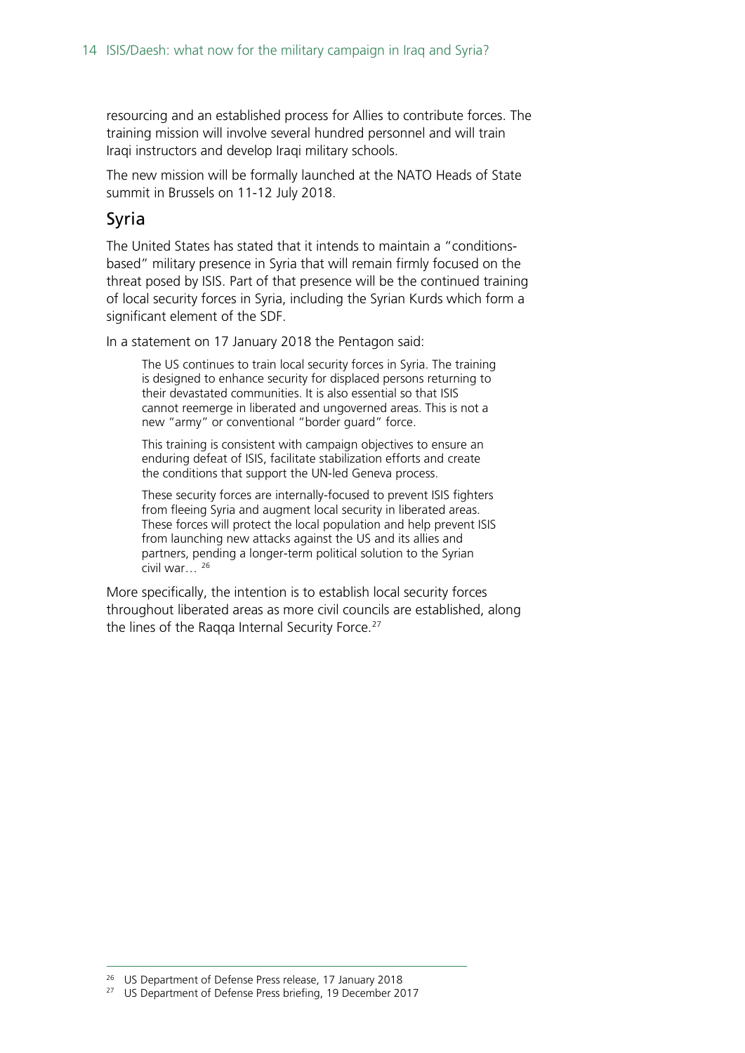resourcing and an established process for Allies to contribute forces. The training mission will involve several hundred personnel and will train Iraqi instructors and develop Iraqi military schools.

The new mission will be formally launched at the NATO Heads of State summit in Brussels on 11-12 July 2018.

## Syria

The United States has stated that it intends to maintain a "conditions-based" military presence in Syria that will remain firmly focused on the threat posed by ISIS. Part of that presence will be the continued training of local security forces in Syria, including the Syrian Kurds which form a significant element of the SDF.

In a statement on 17 January 2018 the Pentagon said:

> The US continues to train local security forces in Syria. The training is designed to enhance security for displaced persons returning to their devastated communities. It is also essential so that ISIS cannot reemerge in liberated and ungoverned areas. This is not a new "army" or conventional "border guard" force.
>
> This training is consistent with campaign objectives to ensure an enduring defeat of ISIS, facilitate stabilization efforts and create the conditions that support the UN-led Geneva process.
>
> These security forces are internally-focused to prevent ISIS fighters from fleeing Syria and augment local security in liberated areas. These forces will protect the local population and help prevent ISIS from launching new attacks against the US and its allies and partners, pending a longer-term political solution to the Syrian civil war… [26]

More specifically, the intention is to establish local security forces throughout liberated areas as more civil councils are established, along the lines of the Raqqa Internal Security Force.[27]

---

[26] US Department of Defense Press release, 17 January 2018

[27] US Department of Defense Press briefing, 19 December 2017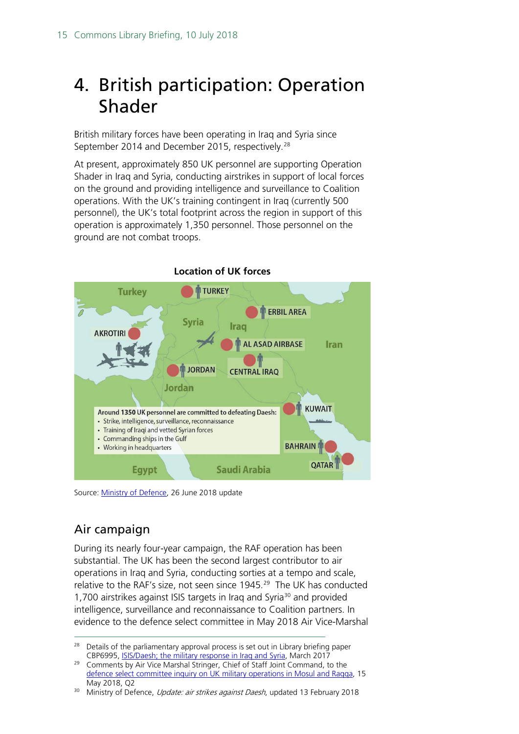// Transcription of the current document page begins here.
# 4. British participation: Operation Shader

British military forces have been operating in Iraq and Syria since September 2014 and December 2015, respectively.[28]

At present, approximately 850 UK personnel are supporting Operation Shader in Iraq and Syria, conducting airstrikes in support of local forces on the ground and providing intelligence and surveillance to Coalition operations. With the UK's training contingent in Iraq (currently 500 personnel), the UK's total footprint across the region in support of this operation is approximately 1,350 personnel. Those personnel on the ground are not combat troops.

**Location of UK forces**

Turkey, TURKEY, ERBIL AREA, Syria, Iraq, AKROTIRI, AL ASAD AIRBASE, Iran, JORDAN, CENTRAL IRAQ, Jordan, KUWAIT, BAHRAIN, QATAR, Egypt, Saudi Arabia

Around **1350** UK personnel are committed to defeating Daesh:

- Strike, intelligence, surveillance, reconnaissance
- Training of Iraqi and vetted Syrian forces
- Commanding ships in the Gulf
- Working in headquarters

Source: Ministry of Defence, 26 June 2018 update

## Air campaign

During its nearly four-year campaign, the RAF operation has been substantial. The UK has been the second largest contributor to air operations in Iraq and Syria, conducting sorties at a tempo and scale, relative to the RAF's size, not seen since 1945.[29] The UK has conducted 1,700 airstrikes against ISIS targets in Iraq and Syria[30] and provided intelligence, surveillance and reconnaissance to Coalition partners. In evidence to the defence select committee in May 2018 Air Vice-Marshal

---

[28] Details of the parliamentary approval process is set out in Library briefing paper CBP6995, ISIS/Daesh; the military response in Iraq and Syria, March 2017

[29] Comments by Air Vice Marshal Stringer, Chief of Staff Joint Command, to the defence select committee inquiry on UK military operations in Mosul and Raqqa, 15 May 2018, Q2

[30] Ministry of Defence, *Update: air strikes against Daesh*, updated 13 February 2018
// Transcription of the current document page ends here.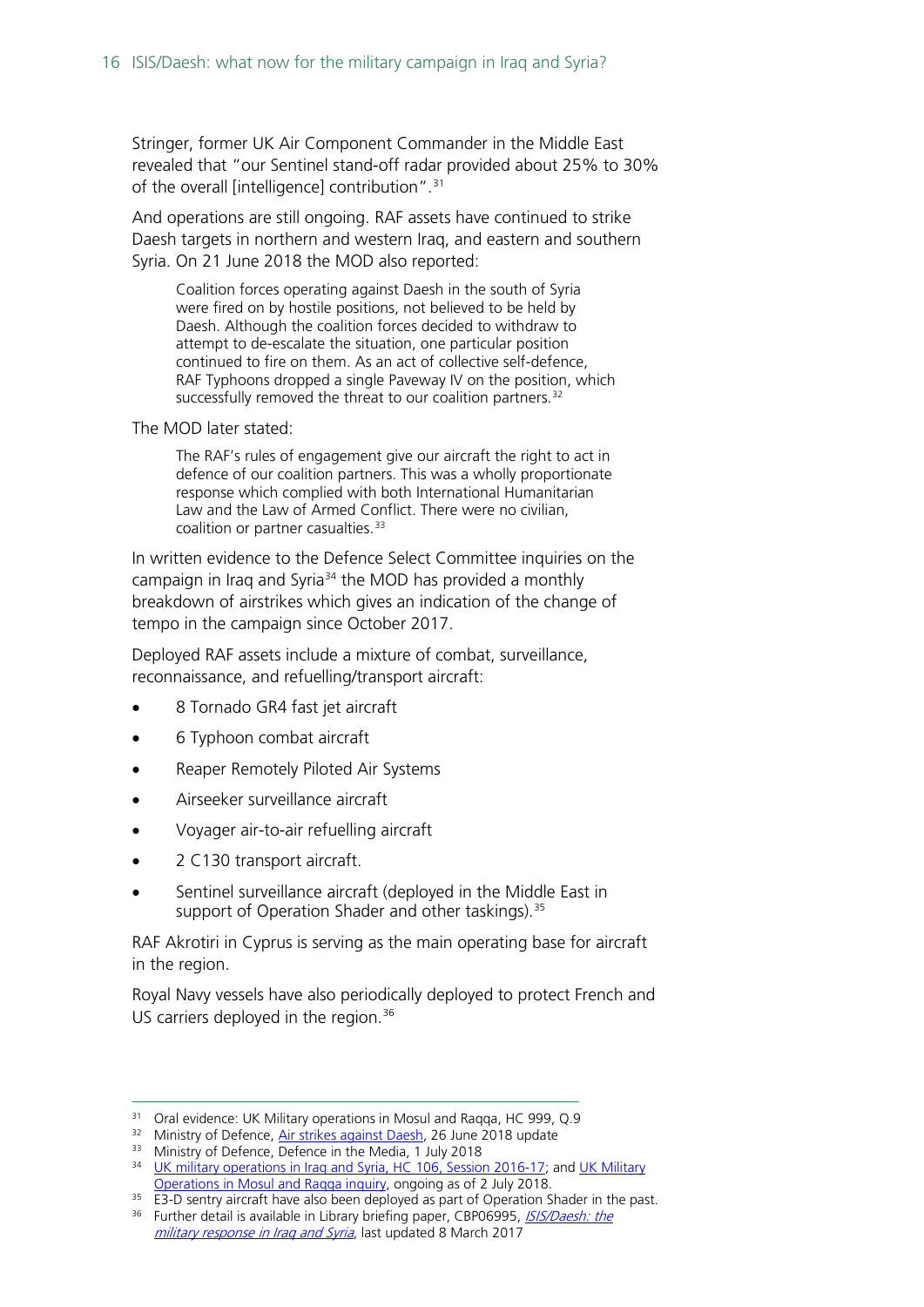Stringer, former UK Air Component Commander in the Middle East revealed that "our Sentinel stand-off radar provided about 25% to 30% of the overall [intelligence] contribution".[31]

And operations are still ongoing. RAF assets have continued to strike Daesh targets in northern and western Iraq, and eastern and southern Syria. On 21 June 2018 the MOD also reported:

> Coalition forces operating against Daesh in the south of Syria were fired on by hostile positions, not believed to be held by Daesh. Although the coalition forces decided to withdraw to attempt to de-escalate the situation, one particular position continued to fire on them. As an act of collective self-defence, RAF Typhoons dropped a single Paveway IV on the position, which successfully removed the threat to our coalition partners.[32]

The MOD later stated:

> The RAF's rules of engagement give our aircraft the right to act in defence of our coalition partners. This was a wholly proportionate response which complied with both International Humanitarian Law and the Law of Armed Conflict. There were no civilian, coalition or partner casualties.[33]

In written evidence to the Defence Select Committee inquiries on the campaign in Iraq and Syria[34] the MOD has provided a monthly breakdown of airstrikes which gives an indication of the change of tempo in the campaign since October 2017.

Deployed RAF assets include a mixture of combat, surveillance, reconnaissance, and refuelling/transport aircraft:

- 8 Tornado GR4 fast jet aircraft
- 6 Typhoon combat aircraft
- Reaper Remotely Piloted Air Systems
- Airseeker surveillance aircraft
- Voyager air-to-air refuelling aircraft
- 2 C130 transport aircraft.
- Sentinel surveillance aircraft (deployed in the Middle East in support of Operation Shader and other taskings).[35]

RAF Akrotiri in Cyprus is serving as the main operating base for aircraft in the region.

Royal Navy vessels have also periodically deployed to protect French and US carriers deployed in the region.[36]

---

[31] Oral evidence: UK Military operations in Mosul and Raqqa, HC 999, Q.9

[32] Ministry of Defence, Air strikes against Daesh, 26 June 2018 update

[33] Ministry of Defence, Defence in the Media, 1 July 2018

[34] UK military operations in Iraq and Syria, HC 106, Session 2016-17; and UK Military Operations in Mosul and Raqqa inquiry, ongoing as of 2 July 2018.

[35] E3-D sentry aircraft have also been deployed as part of Operation Shader in the past.

[36] Further detail is available in Library briefing paper, CBP06995, *ISIS/Daesh: the military response in Iraq and Syria*, last updated 8 March 2017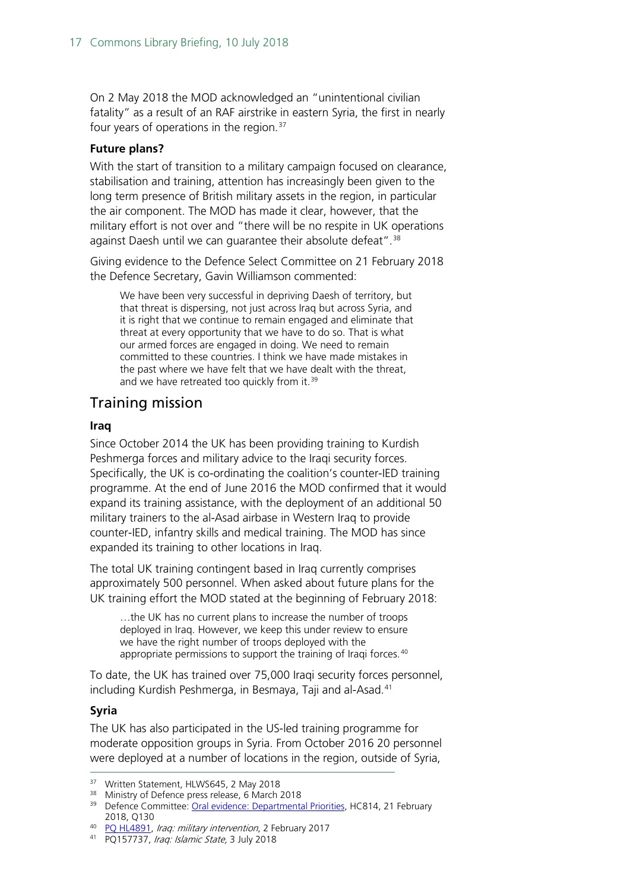On 2 May 2018 the MOD acknowledged an "unintentional civilian fatality" as a result of an RAF airstrike in eastern Syria, the first in nearly four years of operations in the region.[37]

**Future plans?**

With the start of transition to a military campaign focused on clearance, stabilisation and training, attention has increasingly been given to the long term presence of British military assets in the region, in particular the air component. The MOD has made it clear, however, that the military effort is not over and "there will be no respite in UK operations against Daesh until we can guarantee their absolute defeat".[38]

Giving evidence to the Defence Select Committee on 21 February 2018 the Defence Secretary, Gavin Williamson commented:

> We have been very successful in depriving Daesh of territory, but that threat is dispersing, not just across Iraq but across Syria, and it is right that we continue to remain engaged and eliminate that threat at every opportunity that we have to do so. That is what our armed forces are engaged in doing. We need to remain committed to these countries. I think we have made mistakes in the past where we have felt that we have dealt with the threat, and we have retreated too quickly from it.[39]

## Training mission

**Iraq**

Since October 2014 the UK has been providing training to Kurdish Peshmerga forces and military advice to the Iraqi security forces. Specifically, the UK is co-ordinating the coalition's counter-IED training programme. At the end of June 2016 the MOD confirmed that it would expand its training assistance, with the deployment of an additional 50 military trainers to the al-Asad airbase in Western Iraq to provide counter-IED, infantry skills and medical training. The MOD has since expanded its training to other locations in Iraq.

The total UK training contingent based in Iraq currently comprises approximately 500 personnel. When asked about future plans for the UK training effort the MOD stated at the beginning of February 2018:

> …the UK has no current plans to increase the number of troops deployed in Iraq. However, we keep this under review to ensure we have the right number of troops deployed with the appropriate permissions to support the training of Iraqi forces.[40]

To date, the UK has trained over 75,000 Iraqi security forces personnel, including Kurdish Peshmerga, in Besmaya, Taji and al-Asad.[41]

**Syria**

The UK has also participated in the US-led training programme for moderate opposition groups in Syria. From October 2016 20 personnel were deployed at a number of locations in the region, outside of Syria,

---

[37] Written Statement, HLWS645, 2 May 2018

[38] Ministry of Defence press release, 6 March 2018

[39] Defence Committee: Oral evidence: Departmental Priorities, HC814, 21 February 2018, Q130

[40] PQ HL4891, *Iraq: military intervention*, 2 February 2017

[41] PQ157737, *Iraq: Islamic State*, 3 July 2018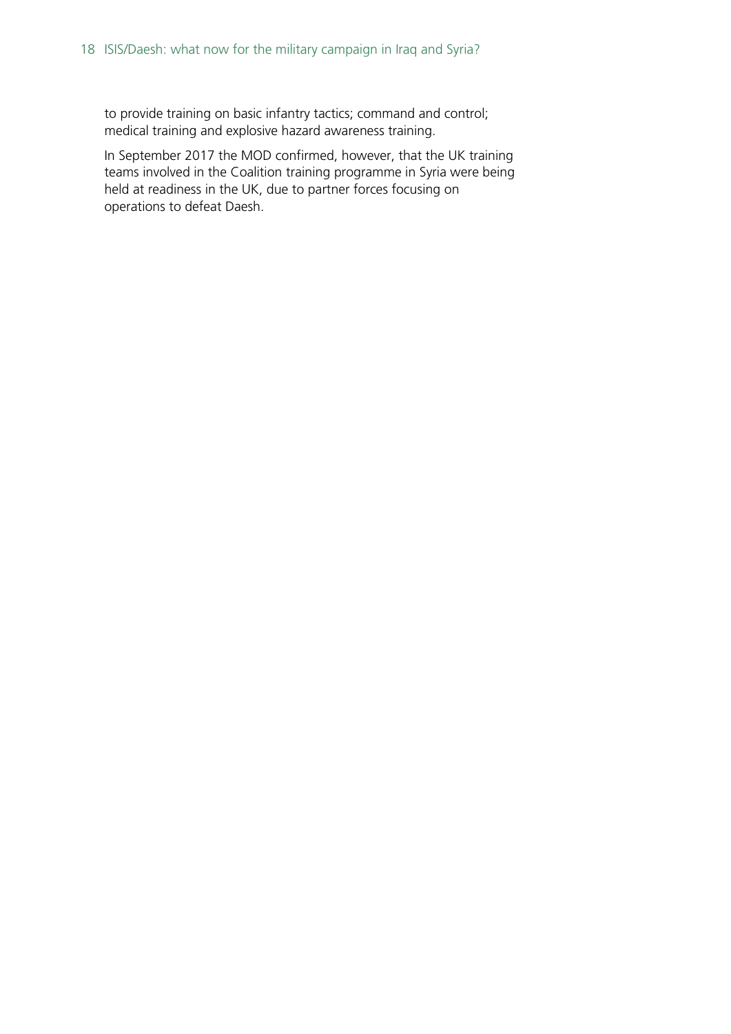to provide training on basic infantry tactics; command and control; medical training and explosive hazard awareness training.

In September 2017 the MOD confirmed, however, that the UK training teams involved in the Coalition training programme in Syria were being held at readiness in the UK, due to partner forces focusing on operations to defeat Daesh.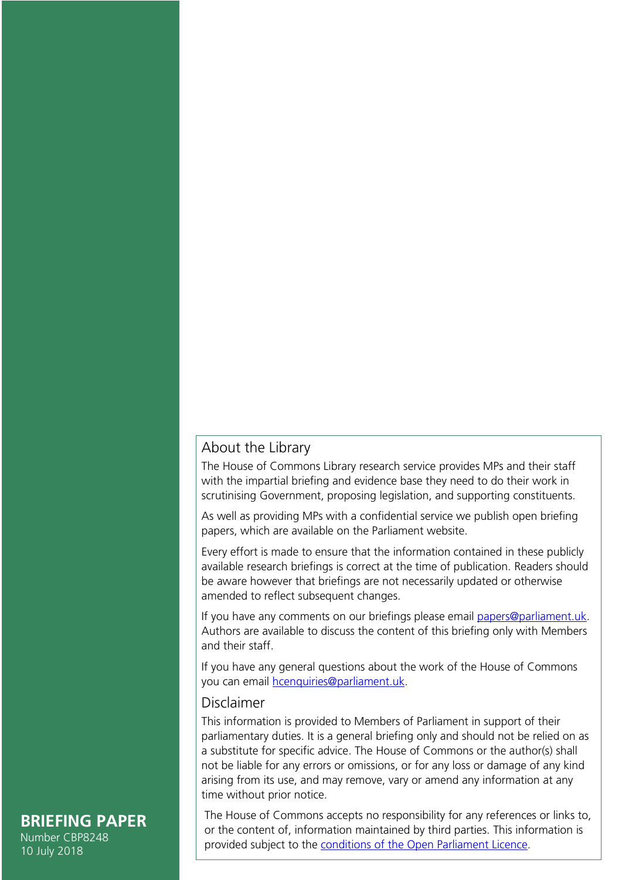## About the Library

The House of Commons Library research service provides MPs and their staff with the impartial briefing and evidence base they need to do their work in scrutinising Government, proposing legislation, and supporting constituents.

As well as providing MPs with a confidential service we publish open briefing papers, which are available on the Parliament website.

Every effort is made to ensure that the information contained in these publicly available research briefings is correct at the time of publication. Readers should be aware however that briefings are not necessarily updated or otherwise amended to reflect subsequent changes.

If you have any comments on our briefings please email papers@parliament.uk. Authors are available to discuss the content of this briefing only with Members and their staff.

If you have any general questions about the work of the House of Commons you can email hcenquiries@parliament.uk.

## Disclaimer

This information is provided to Members of Parliament in support of their parliamentary duties. It is a general briefing only and should not be relied on as a substitute for specific advice. The House of Commons or the author(s) shall not be liable for any errors or omissions, or for any loss or damage of any kind arising from its use, and may remove, vary or amend any information at any time without prior notice.

The House of Commons accepts no responsibility for any references or links to, or the content of, information maintained by third parties. This information is provided subject to the conditions of the Open Parliament Licence.

**BRIEFING PAPER**
Number CBP8248
10 July 2018